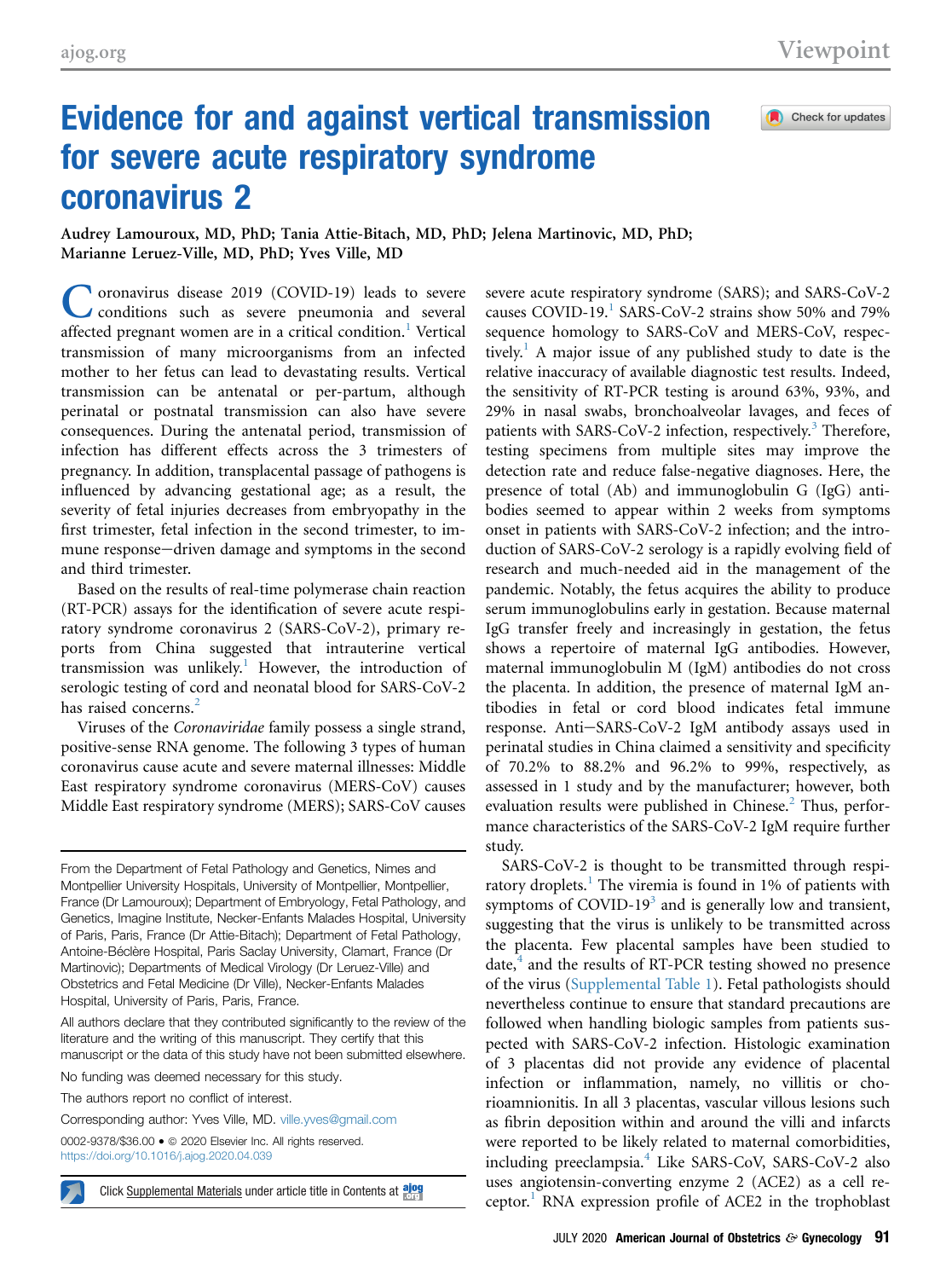# Evidence for and against vertical transmission for severe acute respiratory syndrome coronavirus 2

Audrey Lamouroux, MD, PhD; Tania Attie-Bitach, MD, PhD; Jelena Martinovic, MD, PhD; Marianne Leruez-Ville, MD, PhD; Yves Ville, MD

Coronavirus disease 2019 (COVID-19) leads to severe conditions such as severe pneumonia and several affected pregnant women are in a critical condition.[1] Vertical transmission of many microorganisms from an infected mother to her fetus can lead to devastating results. Vertical transmission can be antenatal or per-partum, although perinatal or postnatal transmission can also have severe consequences. During the antenatal period, transmission of infection has different effects across the 3 trimesters of pregnancy. In addition, transplacental passage of pathogens is influenced by advancing gestational age; as a result, the severity of fetal injuries decreases from embryopathy in the first trimester, fetal infection in the second trimester, to immune response–driven damage and symptoms in the second and third trimester.

Based on the results of real-time polymerase chain reaction (RT-PCR) assays for the identification of severe acute respiratory syndrome coronavirus 2 (SARS-CoV-2), primary reports from China suggested that intrauterine vertical transmission was unlikely.[1] However, the introduction of serologic testing of cord and neonatal blood for SARS-CoV-2 has raised concerns.[2]

Viruses of the *Coronaviridae* family possess a single strand, positive-sense RNA genome. The following 3 types of human coronavirus cause acute and severe maternal illnesses: Middle East respiratory syndrome coronavirus (MERS-CoV) causes Middle East respiratory syndrome (MERS); SARS-CoV causes severe acute respiratory syndrome (SARS); and SARS-CoV-2 causes COVID-19.[1] SARS-CoV-2 strains show 50% and 79% sequence homology to SARS-CoV and MERS-CoV, respectively.[1] A major issue of any published study to date is the relative inaccuracy of available diagnostic test results. Indeed, the sensitivity of RT-PCR testing is around 63%, 93%, and 29% in nasal swabs, bronchoalveolar lavages, and feces of patients with SARS-CoV-2 infection, respectively.[3] Therefore, testing specimens from multiple sites may improve the detection rate and reduce false-negative diagnoses. Here, the presence of total (Ab) and immunoglobulin G (IgG) antibodies seemed to appear within 2 weeks from symptoms onset in patients with SARS-CoV-2 infection; and the introduction of SARS-CoV-2 serology is a rapidly evolving field of research and much-needed aid in the management of the pandemic. Notably, the fetus acquires the ability to produce serum immunoglobulins early in gestation. Because maternal IgG transfer freely and increasingly in gestation, the fetus shows a repertoire of maternal IgG antibodies. However, maternal immunoglobulin M (IgM) antibodies do not cross the placenta. In addition, the presence of maternal IgM antibodies in fetal or cord blood indicates fetal immune response. Anti–SARS-CoV-2 IgM antibody assays used in perinatal studies in China claimed a sensitivity and specificity of 70.2% to 88.2% and 96.2% to 99%, respectively, as assessed in 1 study and by the manufacturer; however, both evaluation results were published in Chinese.[2] Thus, performance characteristics of the SARS-CoV-2 IgM require further study.

SARS-CoV-2 is thought to be transmitted through respiratory droplets.[1] The viremia is found in 1% of patients with symptoms of COVID-19[3] and is generally low and transient, suggesting that the virus is unlikely to be transmitted across the placenta. Few placental samples have been studied to date,[4] and the results of RT-PCR testing showed no presence of the virus (Supplemental Table 1). Fetal pathologists should nevertheless continue to ensure that standard precautions are followed when handling biologic samples from patients suspected with SARS-CoV-2 infection. Histologic examination of 3 placentas did not provide any evidence of placental infection or inflammation, namely, no villitis or chorioamnionitis. In all 3 placentas, vascular villous lesions such as fibrin deposition within and around the villi and infarcts were reported to be likely related to maternal comorbidities, including preeclampsia.[4] Like SARS-CoV, SARS-CoV-2 also uses angiotensin-converting enzyme 2 (ACE2) as a cell receptor.[1] RNA expression profile of ACE2 in the trophoblast

From the Department of Fetal Pathology and Genetics, Nimes and Montpellier University Hospitals, University of Montpellier, Montpellier, France (Dr Lamouroux); Department of Embryology, Fetal Pathology, and Genetics, Imagine Institute, Necker-Enfants Malades Hospital, University of Paris, Paris, France (Dr Attie-Bitach); Department of Fetal Pathology, Antoine-Béclère Hospital, Paris Saclay University, Clamart, France (Dr Martinovic); Departments of Medical Virology (Dr Leruez-Ville) and Obstetrics and Fetal Medicine (Dr Ville), Necker-Enfants Malades Hospital, University of Paris, Paris, France.

All authors declare that they contributed significantly to the review of the literature and the writing of this manuscript. They certify that this manuscript or the data of this study have not been submitted elsewhere.

No funding was deemed necessary for this study.

The authors report no conflict of interest.

Corresponding author: Yves Ville, MD. ville.yves@gmail.com

0002-9378/$36.00 • © 2020 Elsevier Inc. All rights reserved. https://doi.org/10.1016/j.ajog.2020.04.039

Click Supplemental Materials under article title in Contents at ajog.org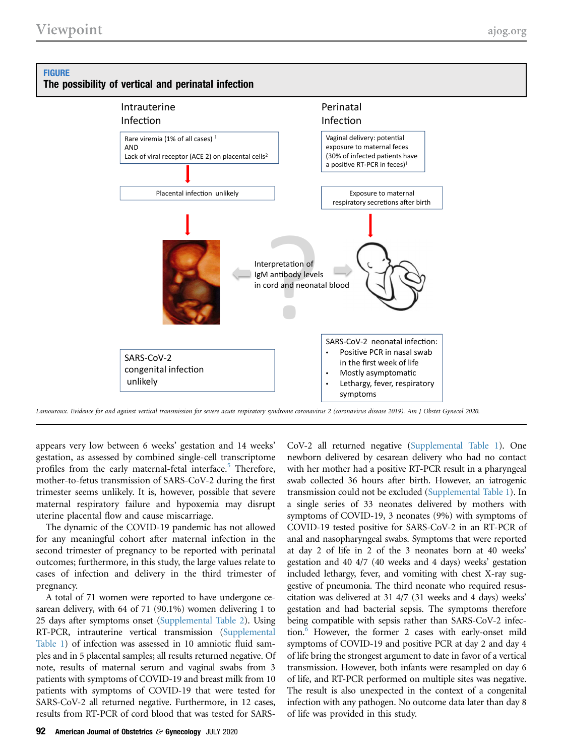**FIGURE**

**The possibility of vertical and perinatal infection**

Intrauterine Infection

Rare viremia (1% of all cases)[1] AND Lack of viral receptor (ACE 2) on placental cells[2]

Placental infection unlikely

SARS-CoV-2 congenital infection unlikely

Perinatal Infection

Vaginal delivery: potential exposure to maternal feces (30% of infected patients have a positive RT-PCR in feces)[1]

Exposure to maternal respiratory secretions after birth

Interpretation of IgM antibody levels in cord and neonatal blood

SARS-CoV-2 neonatal infection:

- Positive PCR in nasal swab in the first week of life
- Mostly asymptomatic
- Lethargy, fever, respiratory symptoms

*Lamouroux. Evidence for and against vertical transmission for severe acute respiratory syndrome coronavirus 2 (coronavirus disease 2019). Am J Obstet Gynecol 2020.*

appears very low between 6 weeks' gestation and 14 weeks' gestation, as assessed by combined single-cell transcriptome profiles from the early maternal-fetal interface.[5] Therefore, mother-to-fetus transmission of SARS-CoV-2 during the first trimester seems unlikely. It is, however, possible that severe maternal respiratory failure and hypoxemia may disrupt uterine placental flow and cause miscarriage.

The dynamic of the COVID-19 pandemic has not allowed for any meaningful cohort after maternal infection in the second trimester of pregnancy to be reported with perinatal outcomes; furthermore, in this study, the large values relate to cases of infection and delivery in the third trimester of pregnancy.

A total of 71 women were reported to have undergone cesarean delivery, with 64 of 71 (90.1%) women delivering 1 to 25 days after symptoms onset (Supplemental Table 2). Using RT-PCR, intrauterine vertical transmission (Supplemental Table 1) of infection was assessed in 10 amniotic fluid samples and in 5 placental samples; all results returned negative. Of note, results of maternal serum and vaginal swabs from 3 patients with symptoms of COVID-19 and breast milk from 10 patients with symptoms of COVID-19 that were tested for SARS-CoV-2 all returned negative. Furthermore, in 12 cases, results from RT-PCR of cord blood that was tested for SARS-CoV-2 all returned negative (Supplemental Table 1). One newborn delivered by cesarean delivery who had no contact with her mother had a positive RT-PCR result in a pharyngeal swab collected 36 hours after birth. However, an iatrogenic transmission could not be excluded (Supplemental Table 1). In a single series of 33 neonates delivered by mothers with symptoms of COVID-19, 3 neonates (9%) with symptoms of COVID-19 tested positive for SARS-CoV-2 in an RT-PCR of anal and nasopharyngeal swabs. Symptoms that were reported at day 2 of life in 2 of the 3 neonates born at 40 weeks' gestation and 40 4/7 (40 weeks and 4 days) weeks' gestation included lethargy, fever, and vomiting with chest X-ray suggestive of pneumonia. The third neonate who required resuscitation was delivered at 31 4/7 (31 weeks and 4 days) weeks' gestation and had bacterial sepsis. The symptoms therefore being compatible with sepsis rather than SARS-CoV-2 infection.[6] However, the former 2 cases with early-onset mild symptoms of COVID-19 and positive PCR at day 2 and day 4 of life bring the strongest argument to date in favor of a vertical transmission. However, both infants were resampled on day 6 of life, and RT-PCR performed on multiple sites was negative. The result is also unexpected in the context of a congenital infection with any pathogen. No outcome data later than day 8 of life was provided in this study.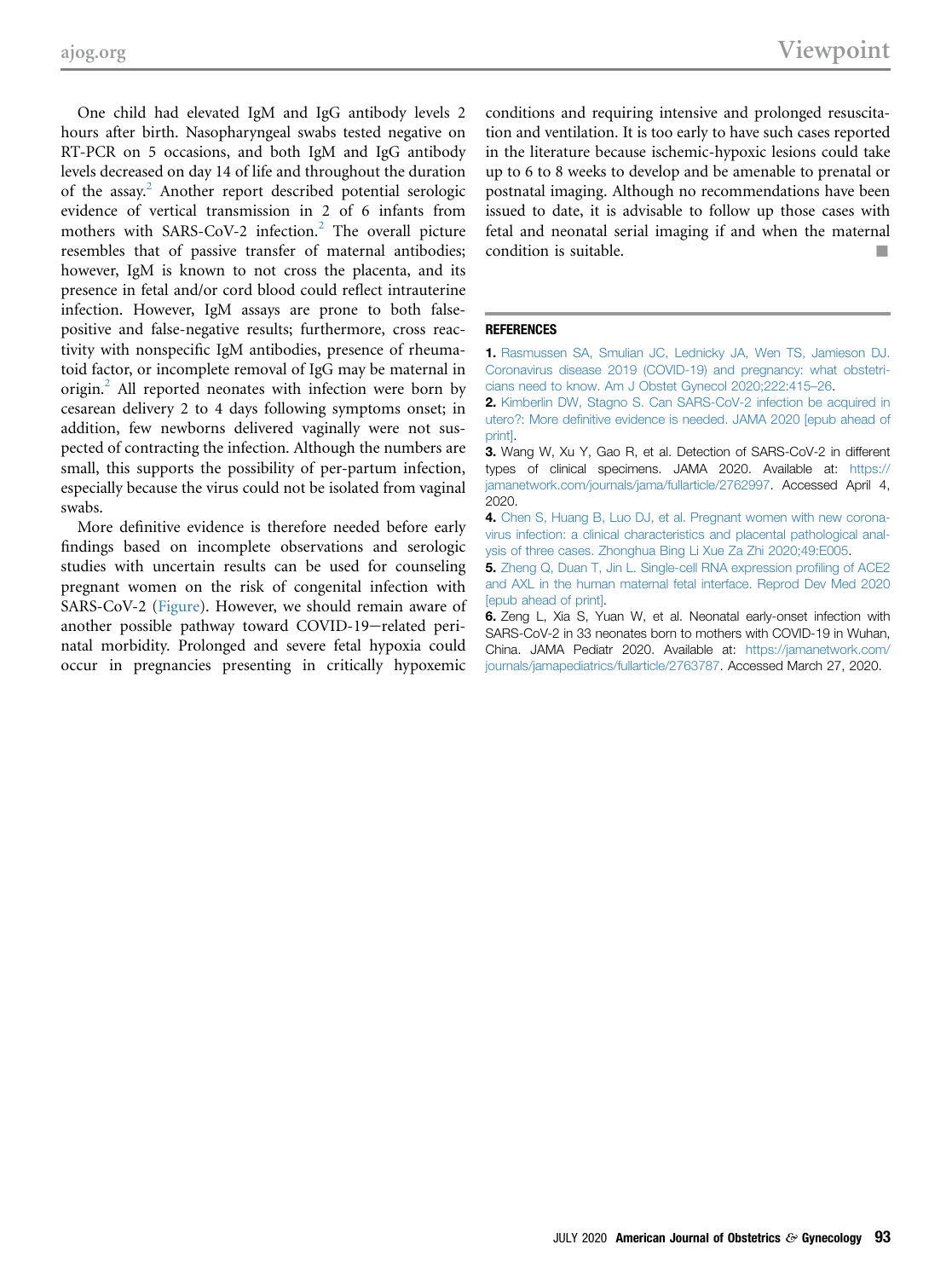One child had elevated IgM and IgG antibody levels 2 hours after birth. Nasopharyngeal swabs tested negative on RT-PCR on 5 occasions, and both IgM and IgG antibody levels decreased on day 14 of life and throughout the duration of the assay.[2] Another report described potential serologic evidence of vertical transmission in 2 of 6 infants from mothers with SARS-CoV-2 infection.[2] The overall picture resembles that of passive transfer of maternal antibodies; however, IgM is known to not cross the placenta, and its presence in fetal and/or cord blood could reflect intrauterine infection. However, IgM assays are prone to both false-positive and false-negative results; furthermore, cross reactivity with nonspecific IgM antibodies, presence of rheumatoid factor, or incomplete removal of IgG may be maternal in origin.[2] All reported neonates with infection were born by cesarean delivery 2 to 4 days following symptoms onset; in addition, few newborns delivered vaginally were not suspected of contracting the infection. Although the numbers are small, this supports the possibility of per-partum infection, especially because the virus could not be isolated from vaginal swabs.

More definitive evidence is therefore needed before early findings based on incomplete observations and serologic studies with uncertain results can be used for counseling pregnant women on the risk of congenital infection with SARS-CoV-2 (Figure). However, we should remain aware of another possible pathway toward COVID-19–related perinatal morbidity. Prolonged and severe fetal hypoxia could occur in pregnancies presenting in critically hypoxemic conditions and requiring intensive and prolonged resuscitation and ventilation. It is too early to have such cases reported in the literature because ischemic-hypoxic lesions could take up to 6 to 8 weeks to develop and be amenable to prenatal or postnatal imaging. Although no recommendations have been issued to date, it is advisable to follow up those cases with fetal and neonatal serial imaging if and when the maternal condition is suitable. ■

## REFERENCES

1. Rasmussen SA, Smulian JC, Lednicky JA, Wen TS, Jamieson DJ. Coronavirus disease 2019 (COVID-19) and pregnancy: what obstetricians need to know. Am J Obstet Gynecol 2020;222:415–26.
2. Kimberlin DW, Stagno S. Can SARS-CoV-2 infection be acquired in utero?: More definitive evidence is needed. JAMA 2020 [epub ahead of print].
3. Wang W, Xu Y, Gao R, et al. Detection of SARS-CoV-2 in different types of clinical specimens. JAMA 2020. Available at: https://jamanetwork.com/journals/jama/fullarticle/2762997. Accessed April 4, 2020.
4. Chen S, Huang B, Luo DJ, et al. Pregnant women with new coronavirus infection: a clinical characteristics and placental pathological analysis of three cases. Zhonghua Bing Li Xue Za Zhi 2020;49:E005.
5. Zheng Q, Duan T, Jin L. Single-cell RNA expression profiling of ACE2 and AXL in the human maternal fetal interface. Reprod Dev Med 2020 [epub ahead of print].
6. Zeng L, Xia S, Yuan W, et al. Neonatal early-onset infection with SARS-CoV-2 in 33 neonates born to mothers with COVID-19 in Wuhan, China. JAMA Pediatr 2020. Available at: https://jamanetwork.com/journals/jamapediatrics/fullarticle/2763787. Accessed March 27, 2020.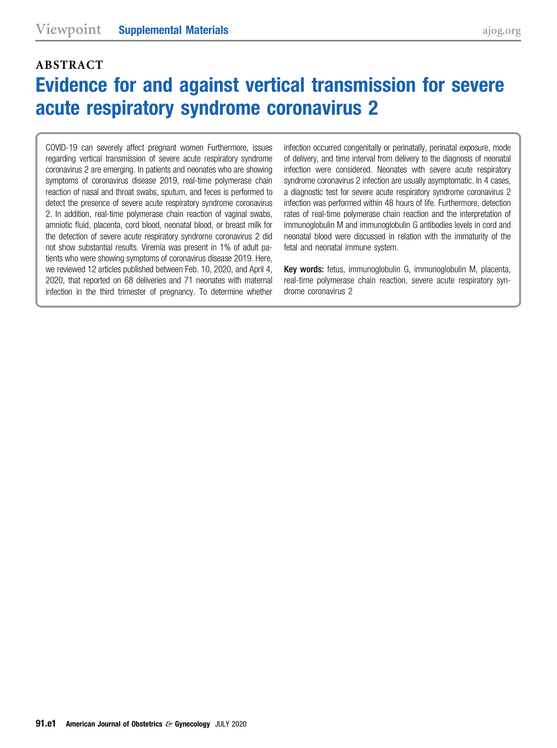## ABSTRACT

# Evidence for and against vertical transmission for severe acute respiratory syndrome coronavirus 2

COVID-19 can severely affect pregnant women Furthermore, issues regarding vertical transmission of severe acute respiratory syndrome coronavirus 2 are emerging. In patients and neonates who are showing symptoms of coronavirus disease 2019, real-time polymerase chain reaction of nasal and throat swabs, sputum, and feces is performed to detect the presence of severe acute respiratory syndrome coronavirus 2. In addition, real-time polymerase chain reaction of vaginal swabs, amniotic fluid, placenta, cord blood, neonatal blood, or breast milk for the detection of severe acute respiratory syndrome coronavirus 2 did not show substantial results. Viremia was present in 1% of adult patients who were showing symptoms of coronavirus disease 2019. Here, we reviewed 12 articles published between Feb. 10, 2020, and April 4, 2020, that reported on 68 deliveries and 71 neonates with maternal infection in the third trimester of pregnancy. To determine whether infection occurred congenitally or perinatally, perinatal exposure, mode of delivery, and time interval from delivery to the diagnosis of neonatal infection were considered. Neonates with severe acute respiratory syndrome coronavirus 2 infection are usually asymptomatic. In 4 cases, a diagnostic test for severe acute respiratory syndrome coronavirus 2 infection was performed within 48 hours of life. Furthermore, detection rates of real-time polymerase chain reaction and the interpretation of immunoglobulin M and immunoglobulin G antibodies levels in cord and neonatal blood were discussed in relation with the immaturity of the fetal and neonatal immune system.

**Key words:** fetus, immunoglobulin G, immunoglobulin M, placenta, real-time polymerase chain reaction, severe acute respiratory syndrome coronavirus 2